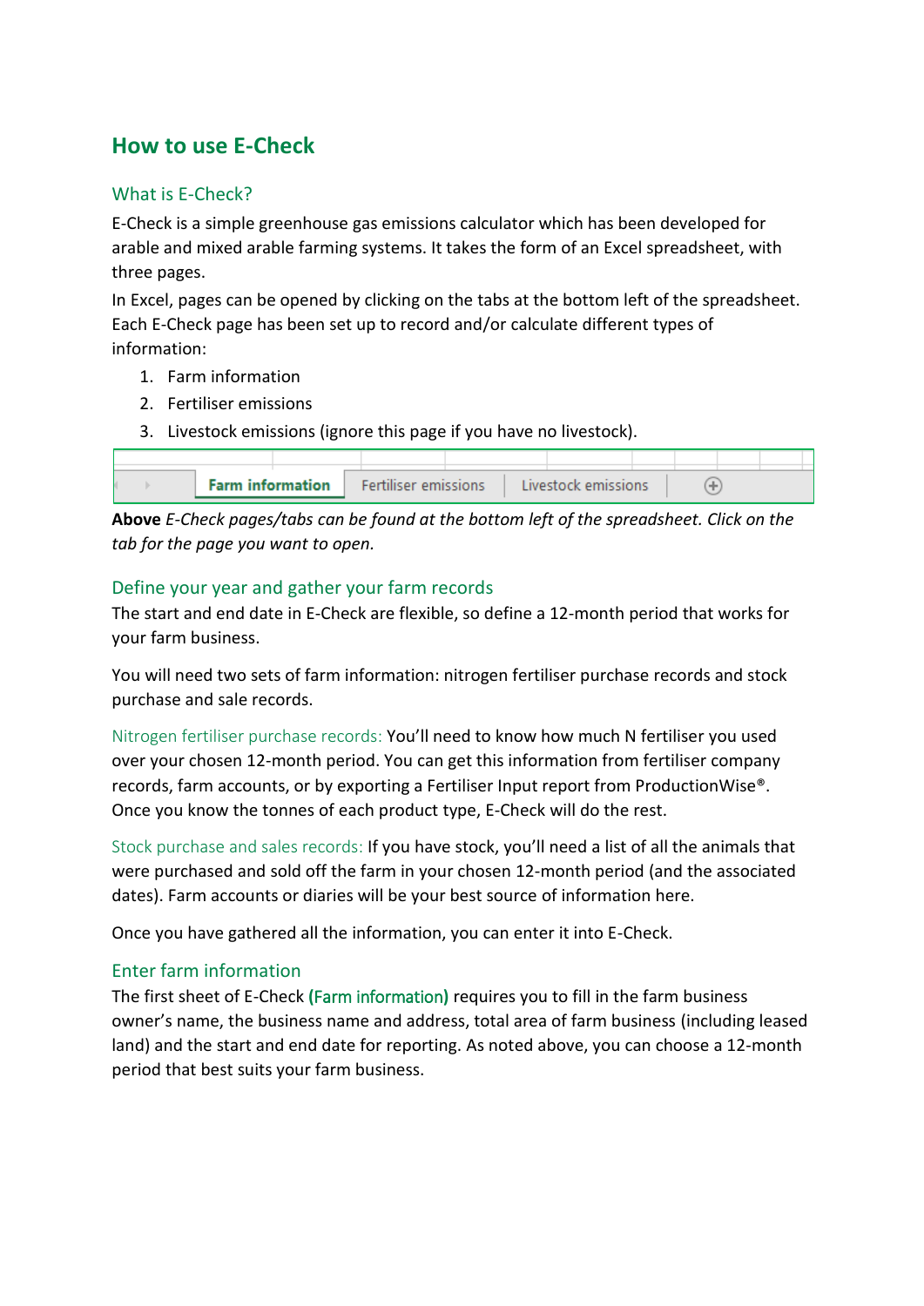# How to use E-Check

## What is E-Check?

E-Check is a simple greenhouse gas emissions calculator which has been developed for arable and mixed arable farming systems. It takes the form of an Excel spreadsheet, with three pages.

In Excel, pages can be opened by clicking on the tabs at the bottom left of the spreadsheet. Each E-Check page has been set up to record and/or calculate different types of information:

1. Farm information
2. Fertiliser emissions
3. Livestock emissions (ignore this page if you have no livestock).

| Farm information | Fertiliser emissions | Livestock emissions |
|---|---|---|

**Above** *E-Check pages/tabs can be found at the bottom left of the spreadsheet. Click on the tab for the page you want to open.*

## Define your year and gather your farm records

The start and end date in E-Check are flexible, so define a 12-month period that works for your farm business.

You will need two sets of farm information: nitrogen fertiliser purchase records and stock purchase and sale records.

Nitrogen fertiliser purchase records: You'll need to know how much N fertiliser you used over your chosen 12-month period. You can get this information from fertiliser company records, farm accounts, or by exporting a Fertiliser Input report from ProductionWise®. Once you know the tonnes of each product type, E-Check will do the rest.

Stock purchase and sales records: If you have stock, you'll need a list of all the animals that were purchased and sold off the farm in your chosen 12-month period (and the associated dates). Farm accounts or diaries will be your best source of information here.

Once you have gathered all the information, you can enter it into E-Check.

## Enter farm information

The first sheet of E-Check (Farm information) requires you to fill in the farm business owner's name, the business name and address, total area of farm business (including leased land) and the start and end date for reporting. As noted above, you can choose a 12-month period that best suits your farm business.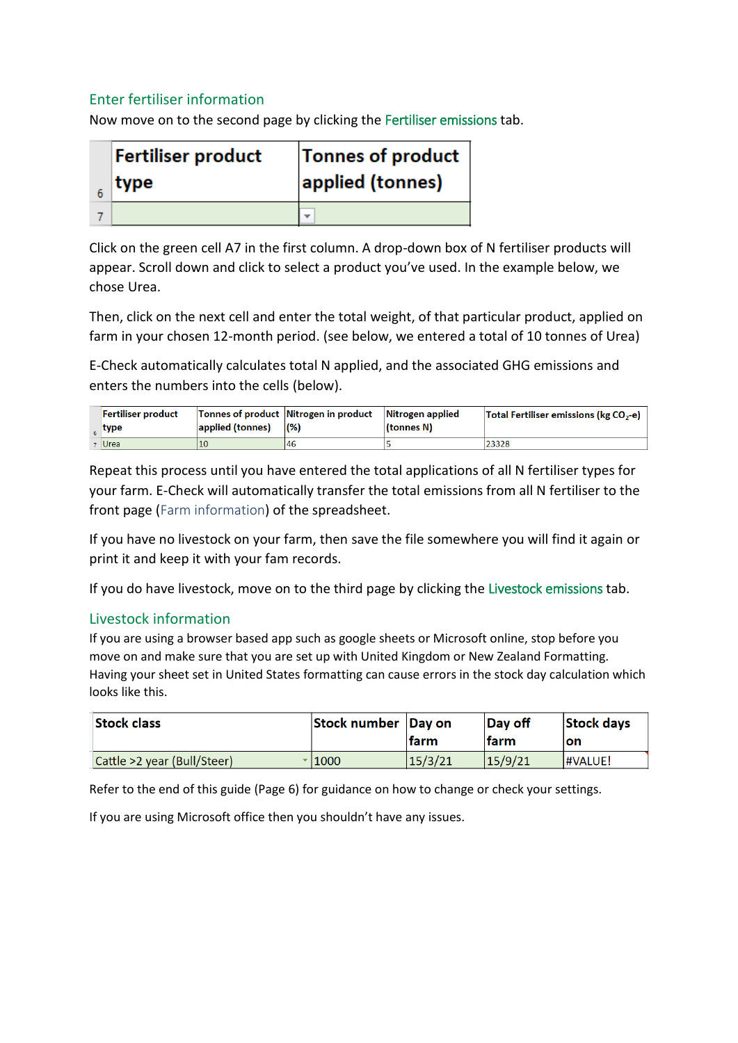## Enter fertiliser information

Now move on to the second page by clicking the Fertiliser emissions tab.

| | Fertiliser product type | Tonnes of product applied (tonnes) |
|---|---|---|
| 7 | | |

Click on the green cell A7 in the first column. A drop-down box of N fertiliser products will appear. Scroll down and click to select a product you've used. In the example below, we chose Urea.

Then, click on the next cell and enter the total weight, of that particular product, applied on farm in your chosen 12-month period. (see below, we entered a total of 10 tonnes of Urea)

E-Check automatically calculates total N applied, and the associated GHG emissions and enters the numbers into the cells (below).

| | Fertiliser product type | Tonnes of product applied (tonnes) | Nitrogen in product (%) | Nitrogen applied (tonnes N) | Total Fertiliser emissions (kg $CO_2$-e) |
|---|---|---|---|---|---|
| 7 | Urea | 10 | 46 | 5 | 23328 |

Repeat this process until you have entered the total applications of all N fertiliser types for your farm. E-Check will automatically transfer the total emissions from all N fertiliser to the front page (Farm information) of the spreadsheet.

If you have no livestock on your farm, then save the file somewhere you will find it again or print it and keep it with your fam records.

If you do have livestock, move on to the third page by clicking the Livestock emissions tab.

## Livestock information

If you are using a browser based app such as google sheets or Microsoft online, stop before you move on and make sure that you are set up with United Kingdom or New Zealand Formatting. Having your sheet set in United States formatting can cause errors in the stock day calculation which looks like this.

| Stock class | Stock number | Day on farm | Day off farm | Stock days on |
|---|---|---|---|---|
| Cattle >2 year (Bull/Steer) | 1000 | 15/3/21 | 15/9/21 | #VALUE! |

Refer to the end of this guide (Page 6) for guidance on how to change or check your settings.

If you are using Microsoft office then you shouldn't have any issues.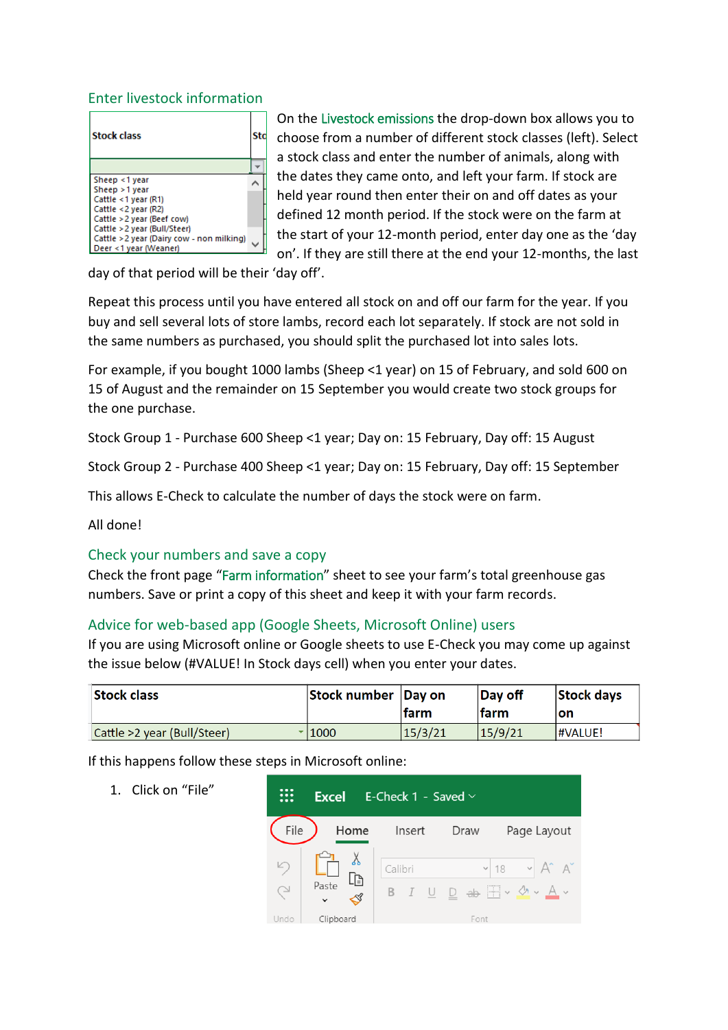## Enter livestock information

On the Livestock emissions the drop-down box allows you to choose from a number of different stock classes (left). Select a stock class and enter the number of animals, along with the dates they came onto, and left your farm. If stock are held year round then enter their on and off dates as your defined 12 month period. If the stock were on the farm at the start of your 12-month period, enter day one as the 'day on'. If they are still there at the end your 12-months, the last day of that period will be their 'day off'.

Repeat this process until you have entered all stock on and off our farm for the year. If you buy and sell several lots of store lambs, record each lot separately. If stock are not sold in the same numbers as purchased, you should split the purchased lot into sales lots.

For example, if you bought 1000 lambs (Sheep <1 year) on 15 of February, and sold 600 on 15 of August and the remainder on 15 September you would create two stock groups for the one purchase.

Stock Group 1 - Purchase 600 Sheep <1 year; Day on: 15 February, Day off: 15 August

Stock Group 2 - Purchase 400 Sheep <1 year; Day on: 15 February, Day off: 15 September

This allows E-Check to calculate the number of days the stock were on farm.

All done!

## Check your numbers and save a copy

Check the front page "Farm information" sheet to see your farm's total greenhouse gas numbers. Save or print a copy of this sheet and keep it with your farm records.

## Advice for web-based app (Google Sheets, Microsoft Online) users

If you are using Microsoft online or Google sheets to use E-Check you may come up against the issue below (#VALUE! In Stock days cell) when you enter your dates.

| Stock class | Stock number | Day on farm | Day off farm | Stock days on |
|---|---|---|---|---|
| Cattle >2 year (Bull/Steer) | 1000 | 15/3/21 | 15/9/21 | #VALUE! |

If this happens follow these steps in Microsoft online:

1. Click on "File"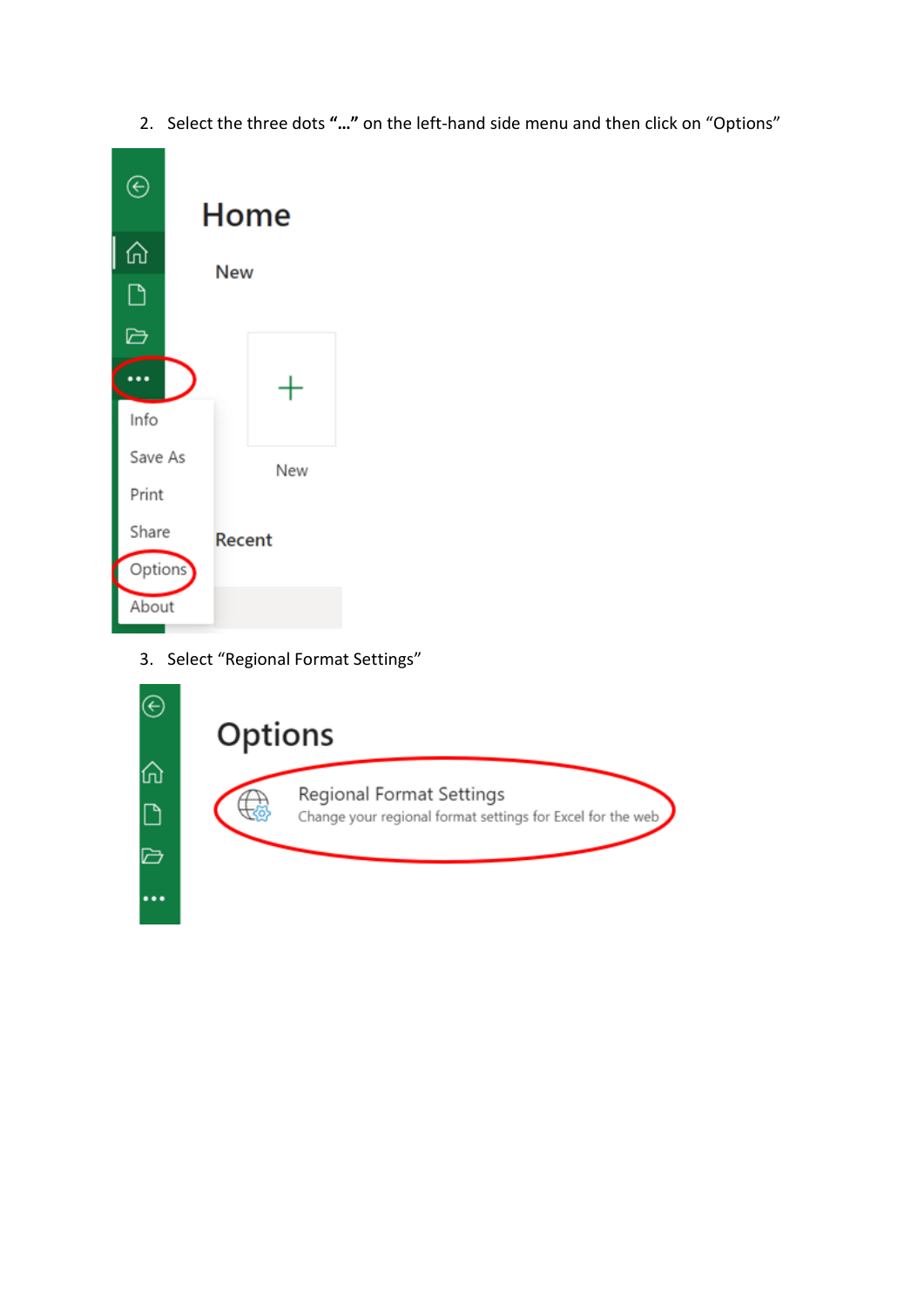2. Select the three dots **"…"** on the left-hand side menu and then click on "Options"

3. Select "Regional Format Settings"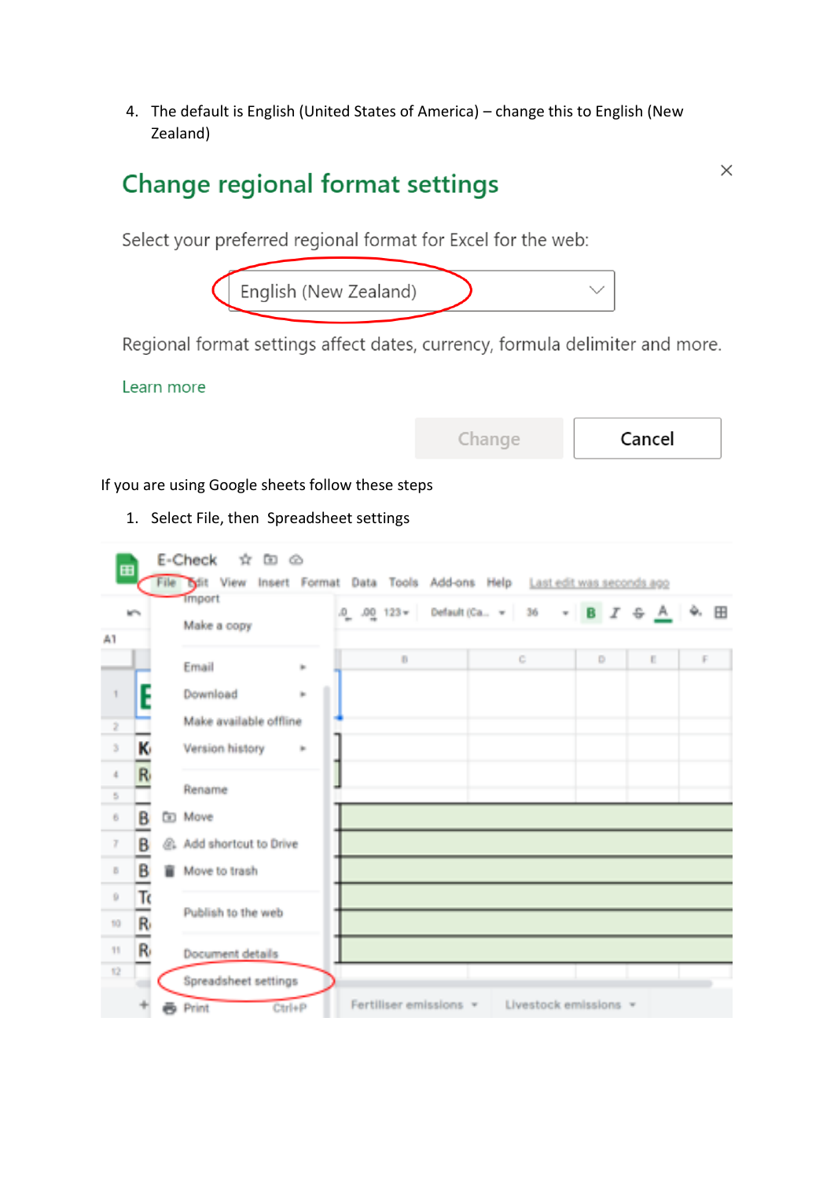4. The default is English (United States of America) – change this to English (New Zealand)

## Change regional format settings

Select your preferred regional format for Excel for the web:

English (New Zealand)

Regional format settings affect dates, currency, formula delimiter and more.

Learn more

Change Cancel

If you are using Google sheets follow these steps

1. Select File, then Spreadsheet settings

E-Check

File Edit View Insert Format Data Tools Add-ons Help Last edit was seconds ago

Import
Make a copy
Email
Download
Make available offline
Version history
Rename
Move
Add shortcut to Drive
Move to trash
Publish to the web
Document details
Spreadsheet settings
Print Ctrl+P

Fertiliser emissions Livestock emissions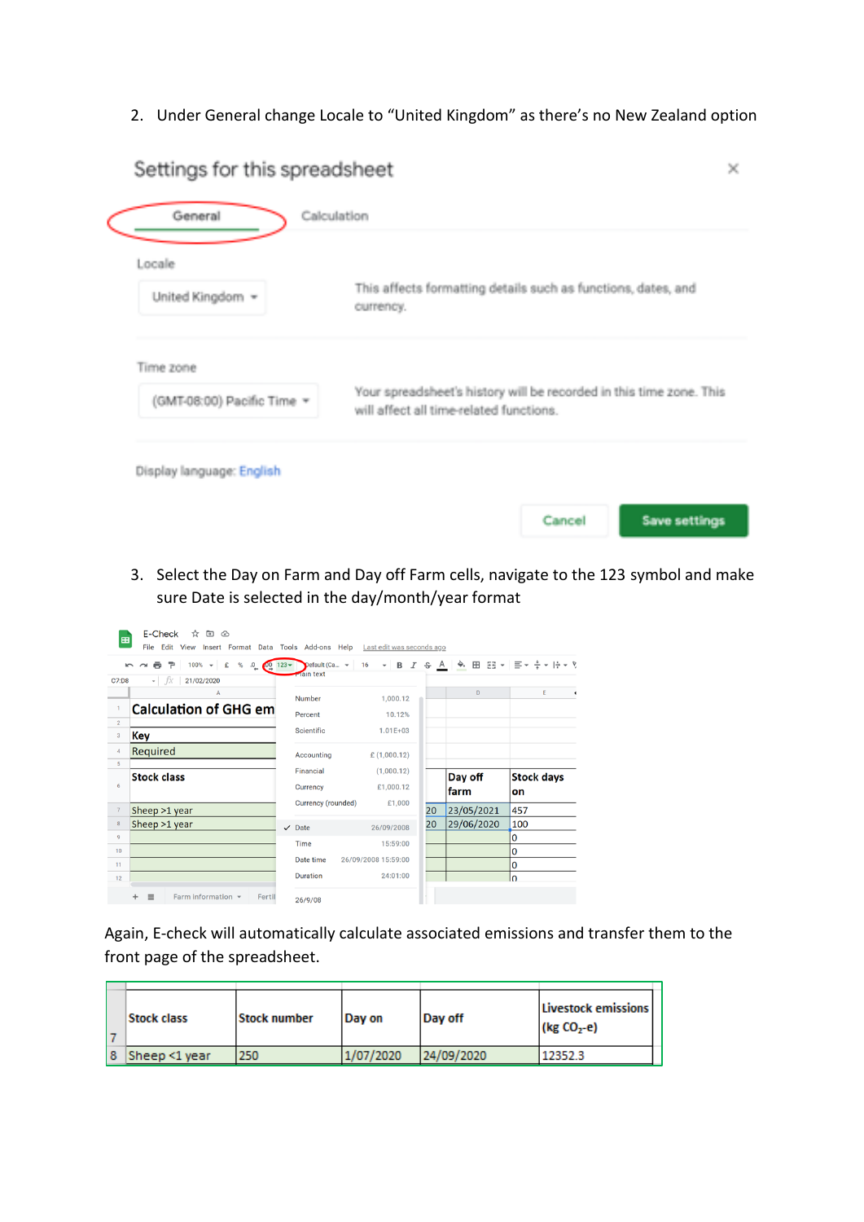2. Under General change Locale to "United Kingdom" as there's no New Zealand option

Settings for this spreadsheet

General | Calculation

Locale

United Kingdom

This affects formatting details such as functions, dates, and currency.

Time zone

(GMT-08:00) Pacific Time

Your spreadsheet's history will be recorded in this time zone. This will affect all time-related functions.

Display language: English

Cancel | Save settings

3. Select the Day on Farm and Day off Farm cells, navigate to the 123 symbol and make sure Date is selected in the day/month/year format

Again, E-check will automatically calculate associated emissions and transfer them to the front page of the spreadsheet.

| | Stock class | Stock number | Day on | Day off | Livestock emissions (kg $CO_2$-e) |
|---|---|---|---|---|---|
| 7 | | | | | |
| 8 | Sheep <1 year | 250 | 1/07/2020 | 24/09/2020 | 12352.3 |